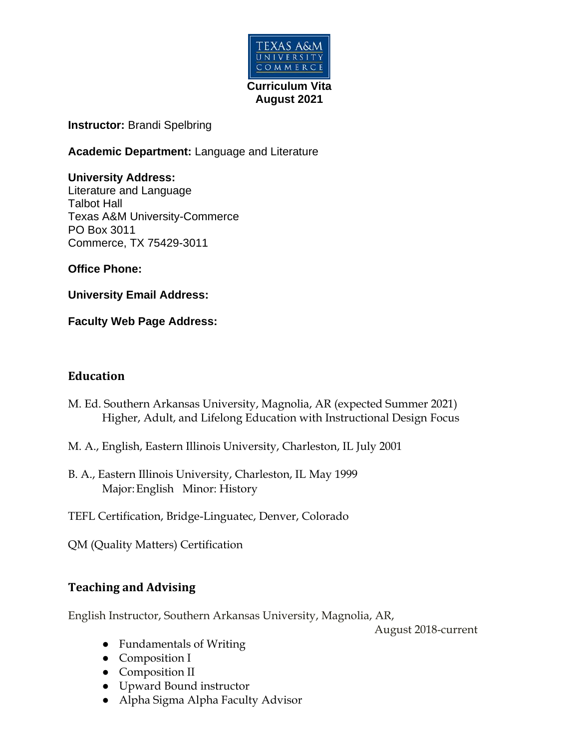TEXAS A&M UNIVERSITY COMMERCE

**Curriculum Vita**
**August 2021**

**Instructor:** Brandi Spelbring

**Academic Department:** Language and Literature

**University Address:**
Literature and Language
Talbot Hall
Texas A&M University-Commerce
PO Box 3011
Commerce, TX 75429-3011

**Office Phone:**

**University Email Address:**

**Faculty Web Page Address:**

## Education

M. Ed. Southern Arkansas University, Magnolia, AR (expected Summer 2021)
Higher, Adult, and Lifelong Education with Instructional Design Focus

M. A., English, Eastern Illinois University, Charleston, IL July 2001

B. A., Eastern Illinois University, Charleston, IL May 1999
Major: English Minor: History

TEFL Certification, Bridge-Linguatec, Denver, Colorado

QM (Quality Matters) Certification

## Teaching and Advising

English Instructor, Southern Arkansas University, Magnolia, AR, August 2018-current

- Fundamentals of Writing
- Composition I
- Composition II
- Upward Bound instructor
- Alpha Sigma Alpha Faculty Advisor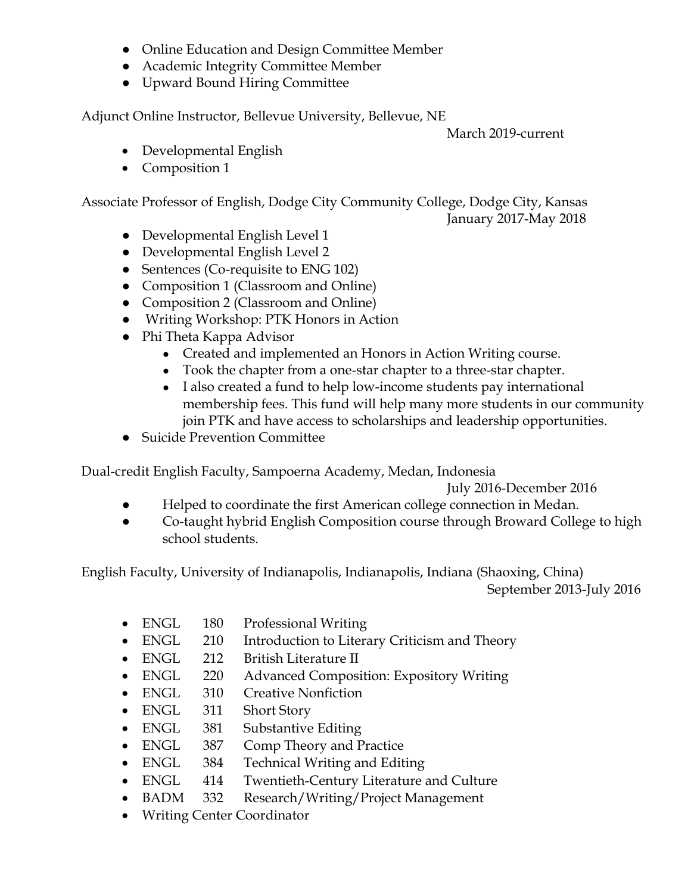- Online Education and Design Committee Member
- Academic Integrity Committee Member
- Upward Bound Hiring Committee

Adjunct Online Instructor, Bellevue University, Bellevue, NE
March 2019-current

- Developmental English
- Composition 1

Associate Professor of English, Dodge City Community College, Dodge City, Kansas
January 2017-May 2018

- Developmental English Level 1
- Developmental English Level 2
- Sentences (Co-requisite to ENG 102)
- Composition 1 (Classroom and Online)
- Composition 2 (Classroom and Online)
- Writing Workshop: PTK Honors in Action
- Phi Theta Kappa Advisor
  - Created and implemented an Honors in Action Writing course.
  - Took the chapter from a one-star chapter to a three-star chapter.
  - I also created a fund to help low-income students pay international membership fees. This fund will help many more students in our community join PTK and have access to scholarships and leadership opportunities.
- Suicide Prevention Committee

Dual-credit English Faculty, Sampoerna Academy, Medan, Indonesia
July 2016-December 2016

- Helped to coordinate the first American college connection in Medan.
- Co-taught hybrid English Composition course through Broward College to high school students.

English Faculty, University of Indianapolis, Indianapolis, Indiana (Shaoxing, China)
September 2013-July 2016

- ENGL 180 Professional Writing
- ENGL 210 Introduction to Literary Criticism and Theory
- ENGL 212 British Literature II
- ENGL 220 Advanced Composition: Expository Writing
- ENGL 310 Creative Nonfiction
- ENGL 311 Short Story
- ENGL 381 Substantive Editing
- ENGL 387 Comp Theory and Practice
- ENGL 384 Technical Writing and Editing
- ENGL 414 Twentieth-Century Literature and Culture
- BADM 332 Research/Writing/Project Management
- Writing Center Coordinator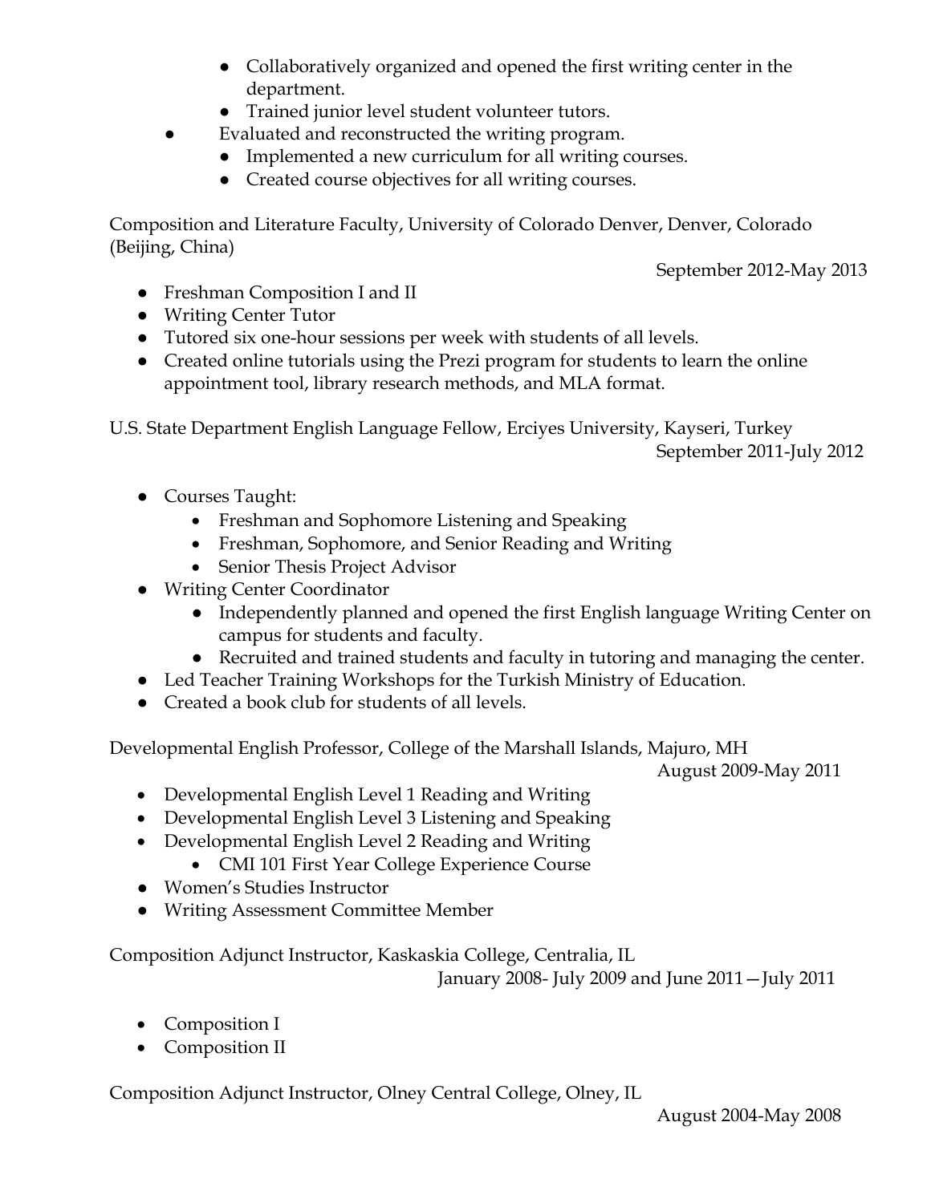- Collaboratively organized and opened the first writing center in the department.
    - Trained junior level student volunteer tutors.
- Evaluated and reconstructed the writing program.
    - Implemented a new curriculum for all writing courses.
    - Created course objectives for all writing courses.

Composition and Literature Faculty, University of Colorado Denver, Denver, Colorado (Beijing, China)

September 2012-May 2013

- Freshman Composition I and II
- Writing Center Tutor
- Tutored six one-hour sessions per week with students of all levels.
- Created online tutorials using the Prezi program for students to learn the online appointment tool, library research methods, and MLA format.

U.S. State Department English Language Fellow, Erciyes University, Kayseri, Turkey

September 2011-July 2012

- Courses Taught:
    - Freshman and Sophomore Listening and Speaking
    - Freshman, Sophomore, and Senior Reading and Writing
    - Senior Thesis Project Advisor
- Writing Center Coordinator
    - Independently planned and opened the first English language Writing Center on campus for students and faculty.
    - Recruited and trained students and faculty in tutoring and managing the center.
- Led Teacher Training Workshops for the Turkish Ministry of Education.
- Created a book club for students of all levels.

Developmental English Professor, College of the Marshall Islands, Majuro, MH

August 2009-May 2011

- Developmental English Level 1 Reading and Writing
- Developmental English Level 3 Listening and Speaking
- Developmental English Level 2 Reading and Writing
    - CMI 101 First Year College Experience Course
- Women's Studies Instructor
- Writing Assessment Committee Member

Composition Adjunct Instructor, Kaskaskia College, Centralia, IL

January 2008- July 2009 and June 2011—July 2011

- Composition I
- Composition II

Composition Adjunct Instructor, Olney Central College, Olney, IL

August 2004-May 2008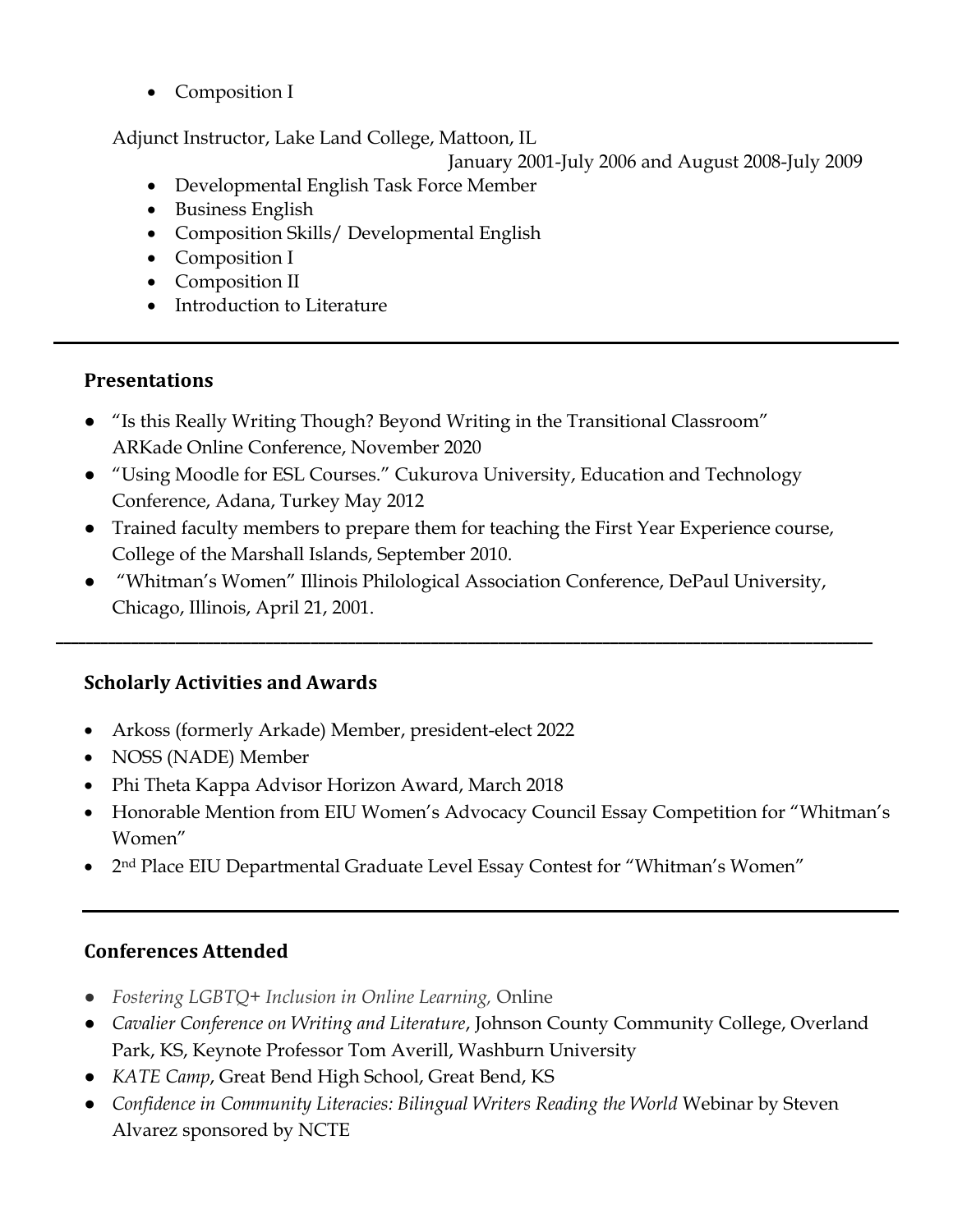- Composition I

Adjunct Instructor, Lake Land College, Mattoon, IL

January 2001-July 2006 and August 2008-July 2009

- Developmental English Task Force Member
- Business English
- Composition Skills/ Developmental English
- Composition I
- Composition II
- Introduction to Literature

---

## Presentations

- "Is this Really Writing Though? Beyond Writing in the Transitional Classroom" ARKade Online Conference, November 2020
- "Using Moodle for ESL Courses." Cukurova University, Education and Technology Conference, Adana, Turkey May 2012
- Trained faculty members to prepare them for teaching the First Year Experience course, College of the Marshall Islands, September 2010.
- "Whitman's Women" Illinois Philological Association Conference, DePaul University, Chicago, Illinois, April 21, 2001.

---

## Scholarly Activities and Awards

- Arkoss (formerly Arkade) Member, president-elect 2022
- NOSS (NADE) Member
- Phi Theta Kappa Advisor Horizon Award, March 2018
- Honorable Mention from EIU Women's Advocacy Council Essay Competition for "Whitman's Women"
- 2nd Place EIU Departmental Graduate Level Essay Contest for "Whitman's Women"

---

## Conferences Attended

- *Fostering LGBTQ+ Inclusion in Online Learning,* Online
- *Cavalier Conference on Writing and Literature*, Johnson County Community College, Overland Park, KS, Keynote Professor Tom Averill, Washburn University
- *KATE Camp*, Great Bend High School, Great Bend, KS
- *Confidence in Community Literacies: Bilingual Writers Reading the World* Webinar by Steven Alvarez sponsored by NCTE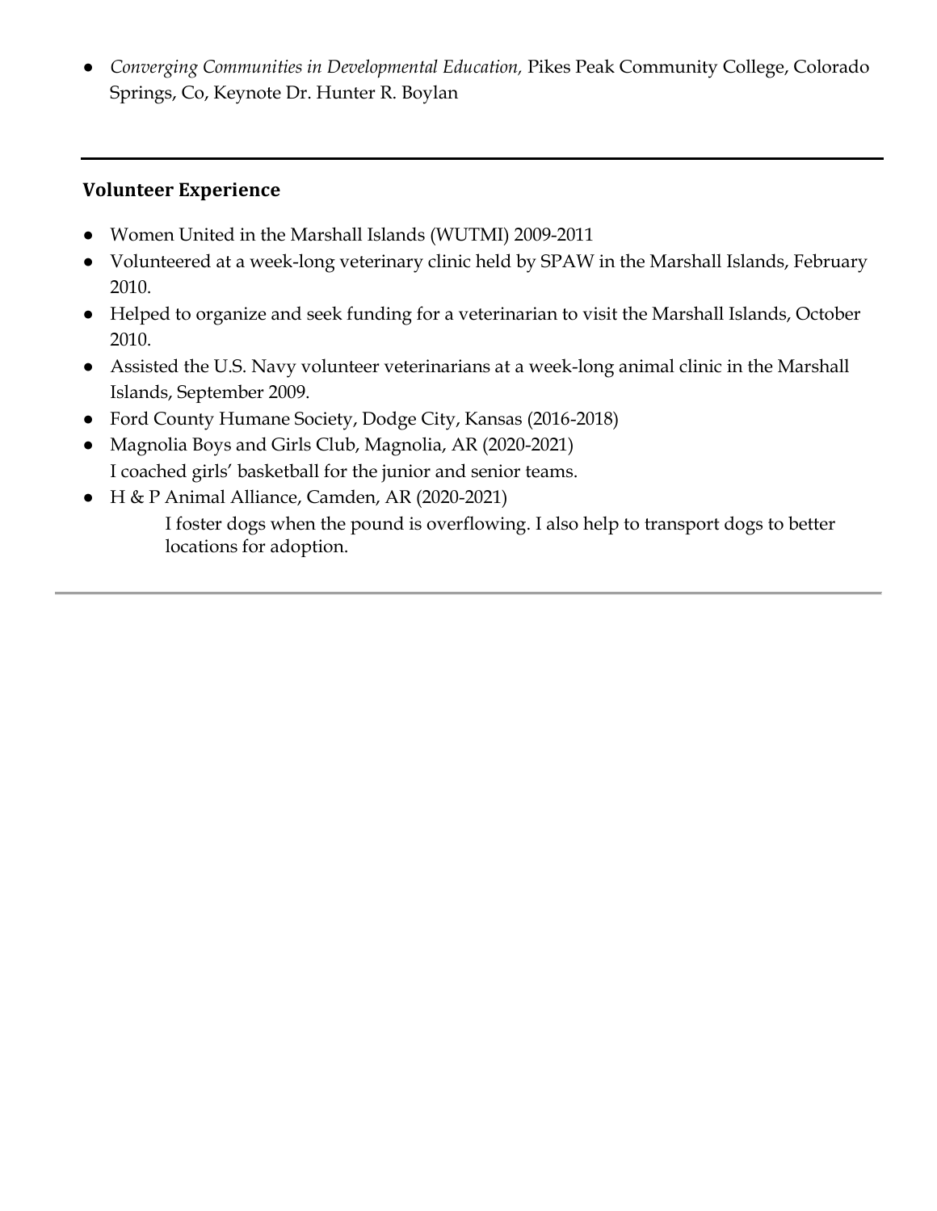- *Converging Communities in Developmental Education,* Pikes Peak Community College, Colorado Springs, Co, Keynote Dr. Hunter R. Boylan

---

## Volunteer Experience

- Women United in the Marshall Islands (WUTMI) 2009-2011
- Volunteered at a week-long veterinary clinic held by SPAW in the Marshall Islands, February 2010.
- Helped to organize and seek funding for a veterinarian to visit the Marshall Islands, October 2010.
- Assisted the U.S. Navy volunteer veterinarians at a week-long animal clinic in the Marshall Islands, September 2009.
- Ford County Humane Society, Dodge City, Kansas (2016-2018)
- Magnolia Boys and Girls Club, Magnolia, AR (2020-2021)
  I coached girls' basketball for the junior and senior teams.
- H & P Animal Alliance, Camden, AR (2020-2021)
  I foster dogs when the pound is overflowing. I also help to transport dogs to better locations for adoption.

---